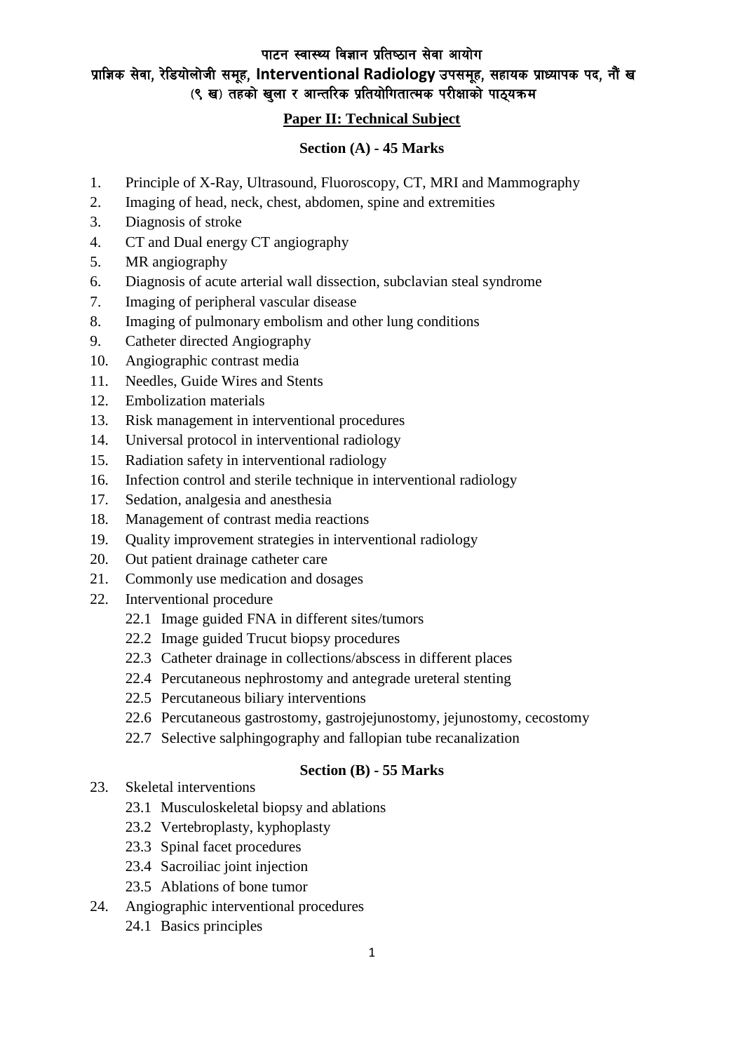# पाटन स्वास्थ्य विज्ञान प्रतिष्ठान सेवा आयोग

## प्राज्ञिक सेवा, रेडियोलोजी समूह, Interventional Radiology उपसमूह, सहायक प्राध्यापक पद, नौं ख (९ ख) तहको खुला र आन्तरिक प्रतियोगितात्मक परीक्षाको पाठ्यक्रम

### Paper II: Technical Subject

#### Section (A) - 45 Marks

1. Principle of X-Ray, Ultrasound, Fluoroscopy, CT, MRI and Mammography
2. Imaging of head, neck, chest, abdomen, spine and extremities
3. Diagnosis of stroke
4. CT and Dual energy CT angiography
5. MR angiography
6. Diagnosis of acute arterial wall dissection, subclavian steal syndrome
7. Imaging of peripheral vascular disease
8. Imaging of pulmonary embolism and other lung conditions
9. Catheter directed Angiography
10. Angiographic contrast media
11. Needles, Guide Wires and Stents
12. Embolization materials
13. Risk management in interventional procedures
14. Universal protocol in interventional radiology
15. Radiation safety in interventional radiology
16. Infection control and sterile technique in interventional radiology
17. Sedation, analgesia and anesthesia
18. Management of contrast media reactions
19. Quality improvement strategies in interventional radiology
20. Out patient drainage catheter care
21. Commonly use medication and dosages
22. Interventional procedure
    - 22.1 Image guided FNA in different sites/tumors
    - 22.2 Image guided Trucut biopsy procedures
    - 22.3 Catheter drainage in collections/abscess in different places
    - 22.4 Percutaneous nephrostomy and antegrade ureteral stenting
    - 22.5 Percutaneous biliary interventions
    - 22.6 Percutaneous gastrostomy, gastrojejunostomy, jejunostomy, cecostomy
    - 22.7 Selective salphingography and fallopian tube recanalization

#### Section (B) - 55 Marks

23. Skeletal interventions
    - 23.1 Musculoskeletal biopsy and ablations
    - 23.2 Vertebroplasty, kyphoplasty
    - 23.3 Spinal facet procedures
    - 23.4 Sacroiliac joint injection
    - 23.5 Ablations of bone tumor
24. Angiographic interventional procedures
    - 24.1 Basics principles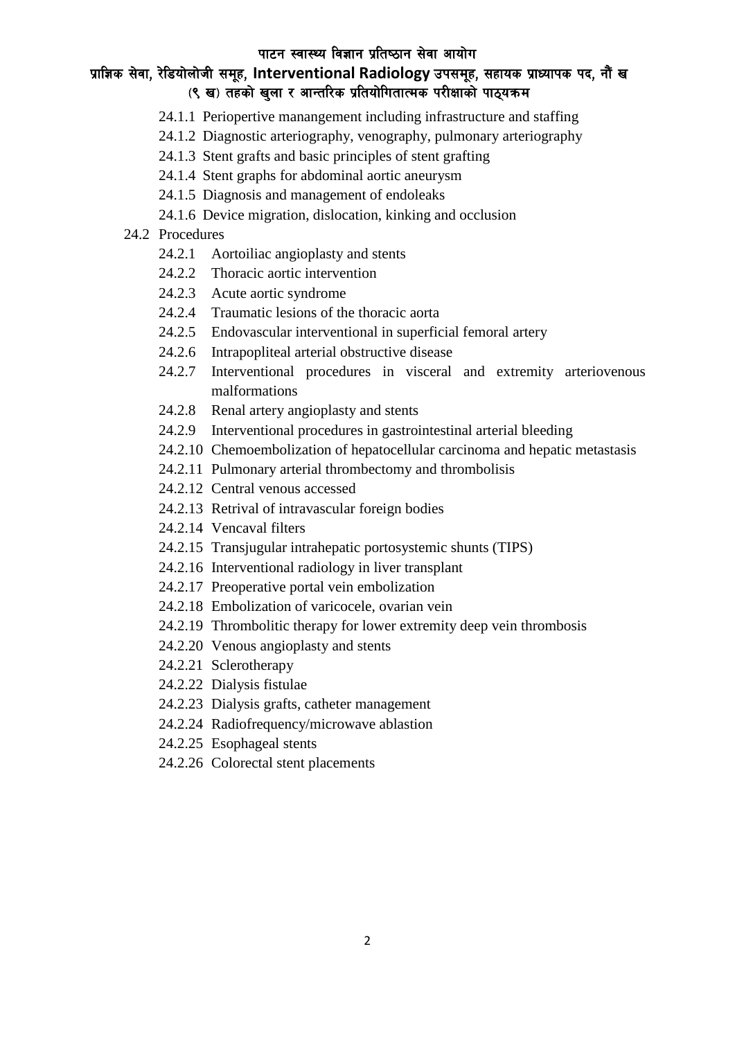- 24.1.1 Periopertive manangement including infrastructure and staffing
- 24.1.2 Diagnostic arteriography, venography, pulmonary arteriography
- 24.1.3 Stent grafts and basic principles of stent grafting
- 24.1.4 Stent graphs for abdominal aortic aneurysm
- 24.1.5 Diagnosis and management of endoleaks
- 24.1.6 Device migration, dislocation, kinking and occlusion

24.2 Procedures

- 24.2.1 Aortoiliac angioplasty and stents
- 24.2.2 Thoracic aortic intervention
- 24.2.3 Acute aortic syndrome
- 24.2.4 Traumatic lesions of the thoracic aorta
- 24.2.5 Endovascular interventional in superficial femoral artery
- 24.2.6 Intrapopliteal arterial obstructive disease
- 24.2.7 Interventional procedures in visceral and extremity arteriovenous malformations
- 24.2.8 Renal artery angioplasty and stents
- 24.2.9 Interventional procedures in gastrointestinal arterial bleeding
- 24.2.10 Chemoembolization of hepatocellular carcinoma and hepatic metastasis
- 24.2.11 Pulmonary arterial thrombectomy and thrombolisis
- 24.2.12 Central venous accessed
- 24.2.13 Retrival of intravascular foreign bodies
- 24.2.14 Vencaval filters
- 24.2.15 Transjugular intrahepatic portosystemic shunts (TIPS)
- 24.2.16 Interventional radiology in liver transplant
- 24.2.17 Preoperative portal vein embolization
- 24.2.18 Embolization of varicocele, ovarian vein
- 24.2.19 Thrombolitic therapy for lower extremity deep vein thrombosis
- 24.2.20 Venous angioplasty and stents
- 24.2.21 Sclerotherapy
- 24.2.22 Dialysis fistulae
- 24.2.23 Dialysis grafts, catheter management
- 24.2.24 Radiofrequency/microwave ablastion
- 24.2.25 Esophageal stents
- 24.2.26 Colorectal stent placements